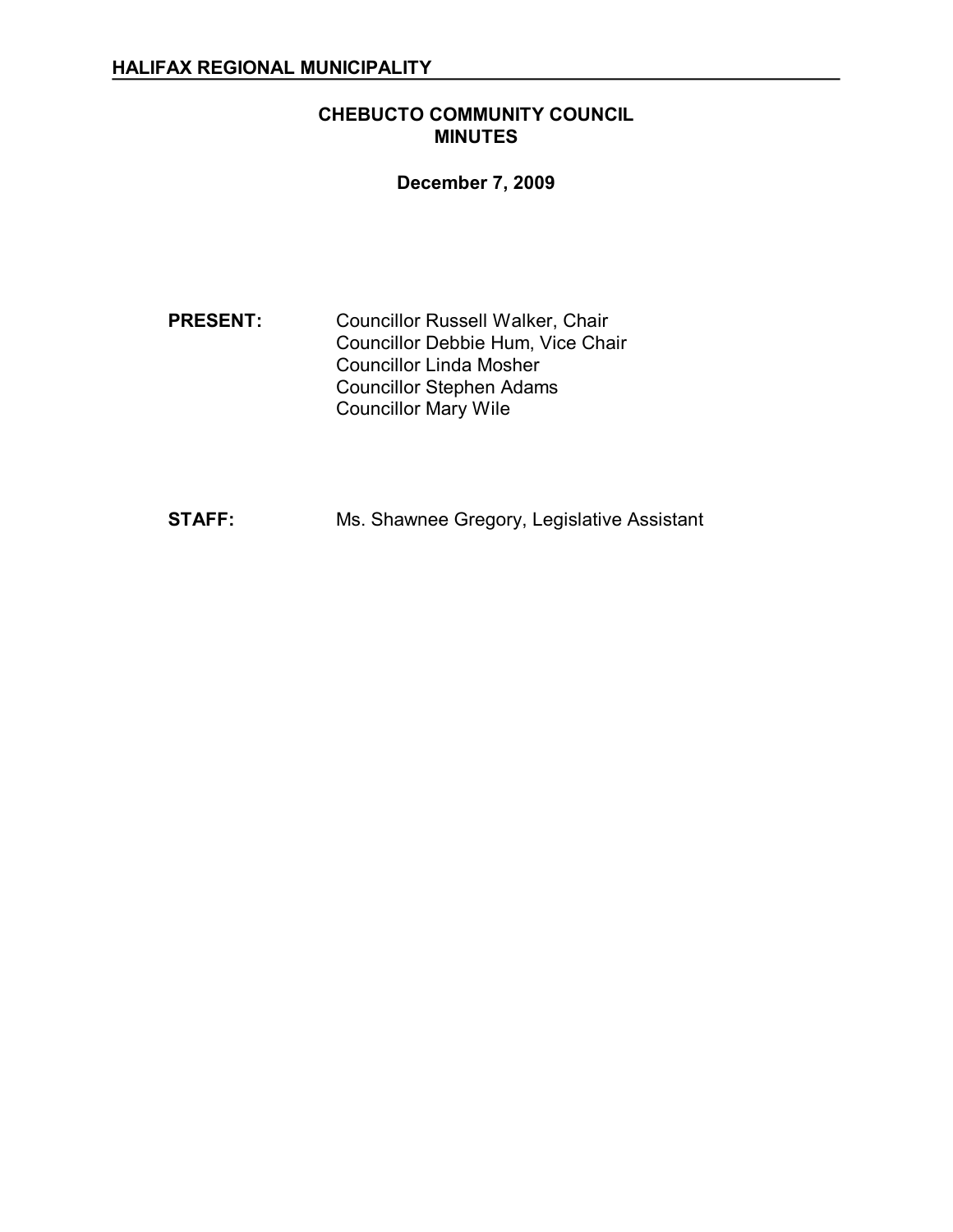**HALIFAX REGIONAL MUNICIPALITY**

# CHEBUCTO COMMUNITY COUNCIL
# MINUTES

**December 7, 2009**

**PRESENT:** Councillor Russell Walker, Chair
Councillor Debbie Hum, Vice Chair
Councillor Linda Mosher
Councillor Stephen Adams
Councillor Mary Wile

**STAFF:** Ms. Shawnee Gregory, Legislative Assistant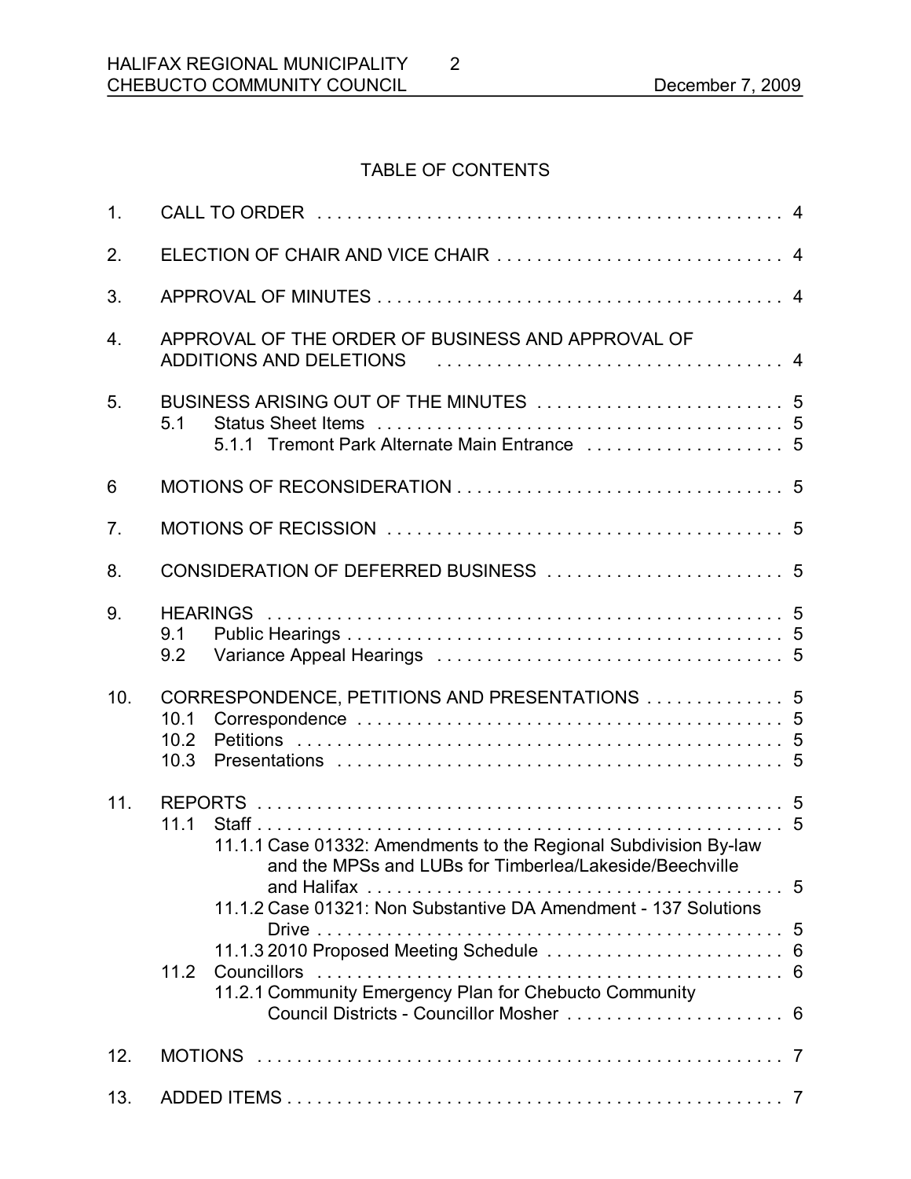## TABLE OF CONTENTS

1. CALL TO ORDER . . . . . . . . . . . . . . . . . . . . . . . . . . . . . . . . . . . . . . . . . . . . . . . 4
2. ELECTION OF CHAIR AND VICE CHAIR . . . . . . . . . . . . . . . . . . . . . . . . . . . . . 4
3. APPROVAL OF MINUTES . . . . . . . . . . . . . . . . . . . . . . . . . . . . . . . . . . . . . . . . . 4
4. APPROVAL OF THE ORDER OF BUSINESS AND APPROVAL OF ADDITIONS AND DELETIONS . . . . . . . . . . . . . . . . . . . . . . . . . . . . . . . . . . . 4
5. BUSINESS ARISING OUT OF THE MINUTES . . . . . . . . . . . . . . . . . . . . . . . . . . 5
   - 5.1 Status Sheet Items . . . . . . . . . . . . . . . . . . . . . . . . . . . . . . . . . . . . . . . . . 5
     - 5.1.1 Tremont Park Alternate Main Entrance . . . . . . . . . . . . . . . . . . . . 5
6 MOTIONS OF RECONSIDERATION . . . . . . . . . . . . . . . . . . . . . . . . . . . . . . . . . 5
7. MOTIONS OF RECISSION . . . . . . . . . . . . . . . . . . . . . . . . . . . . . . . . . . . . . . . . 5
8. CONSIDERATION OF DEFERRED BUSINESS . . . . . . . . . . . . . . . . . . . . . . . . . 5
9. HEARINGS . . . . . . . . . . . . . . . . . . . . . . . . . . . . . . . . . . . . . . . . . . . . . . . . . . . . 5
   - 9.1 Public Hearings . . . . . . . . . . . . . . . . . . . . . . . . . . . . . . . . . . . . . . . . . . . . 5
   - 9.2 Variance Appeal Hearings . . . . . . . . . . . . . . . . . . . . . . . . . . . . . . . . . . . 5
10. CORRESPONDENCE, PETITIONS AND PRESENTATIONS . . . . . . . . . . . . . . 5
    - 10.1 Correspondence . . . . . . . . . . . . . . . . . . . . . . . . . . . . . . . . . . . . . . . . . . 5
    - 10.2 Petitions . . . . . . . . . . . . . . . . . . . . . . . . . . . . . . . . . . . . . . . . . . . . . . . . 5
    - 10.3 Presentations . . . . . . . . . . . . . . . . . . . . . . . . . . . . . . . . . . . . . . . . . . . . 5
11. REPORTS . . . . . . . . . . . . . . . . . . . . . . . . . . . . . . . . . . . . . . . . . . . . . . . . . . . . 5
    - 11.1 Staff . . . . . . . . . . . . . . . . . . . . . . . . . . . . . . . . . . . . . . . . . . . . . . . . . . . . 5
      - 11.1.1 Case 01332: Amendments to the Regional Subdivision By-law and the MPSs and LUBs for Timberlea/Lakeside/Beechville and Halifax . . . . . . . . . . . . . . . . . . . . . . . . . . . . . . . . . . . . . . . . . 5
      - 11.1.2 Case 01321: Non Substantive DA Amendment - 137 Solutions Drive . . . . . . . . . . . . . . . . . . . . . . . . . . . . . . . . . . . . . . . . . . . . . . . 5
      - 11.1.3 2010 Proposed Meeting Schedule . . . . . . . . . . . . . . . . . . . . . . . . 6
    - 11.2 Councillors . . . . . . . . . . . . . . . . . . . . . . . . . . . . . . . . . . . . . . . . . . . . . . 6
      - 11.2.1 Community Emergency Plan for Chebucto Community Council Districts - Councillor Mosher . . . . . . . . . . . . . . . . . . . . . . 6
12. MOTIONS . . . . . . . . . . . . . . . . . . . . . . . . . . . . . . . . . . . . . . . . . . . . . . . . . . . . 7
13. ADDED ITEMS . . . . . . . . . . . . . . . . . . . . . . . . . . . . . . . . . . . . . . . . . . . . . . . . . 7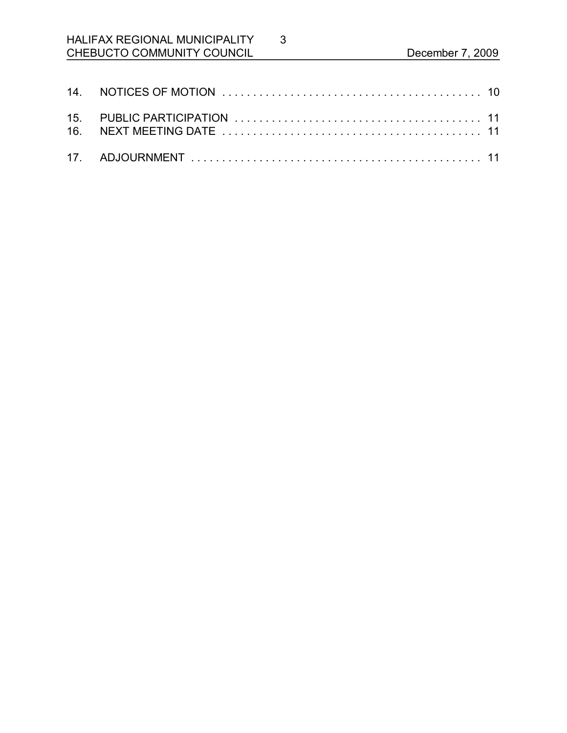14. NOTICES OF MOTION . . . . . . . . . . . . . . . . . . . . . . . . . . . . . . . . . . . . . . . . . . 10

15. PUBLIC PARTICIPATION . . . . . . . . . . . . . . . . . . . . . . . . . . . . . . . . . . . . . . . . 11
16. NEXT MEETING DATE . . . . . . . . . . . . . . . . . . . . . . . . . . . . . . . . . . . . . . . . . . 11

17. ADJOURNMENT . . . . . . . . . . . . . . . . . . . . . . . . . . . . . . . . . . . . . . . . . . . . . . . 11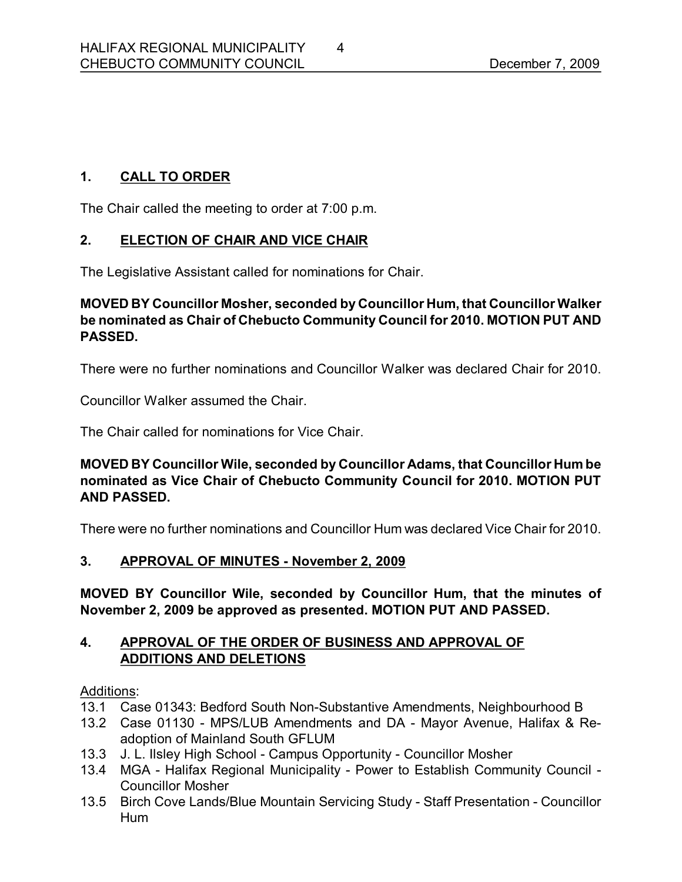## 1. CALL TO ORDER

The Chair called the meeting to order at 7:00 p.m.

## 2. ELECTION OF CHAIR AND VICE CHAIR

The Legislative Assistant called for nominations for Chair.

**MOVED BY Councillor Mosher, seconded by Councillor Hum, that Councillor Walker be nominated as Chair of Chebucto Community Council for 2010. MOTION PUT AND PASSED.**

There were no further nominations and Councillor Walker was declared Chair for 2010.

Councillor Walker assumed the Chair.

The Chair called for nominations for Vice Chair.

**MOVED BY Councillor Wile, seconded by Councillor Adams, that Councillor Hum be nominated as Vice Chair of Chebucto Community Council for 2010. MOTION PUT AND PASSED.**

There were no further nominations and Councillor Hum was declared Vice Chair for 2010.

## 3. APPROVAL OF MINUTES - November 2, 2009

**MOVED BY Councillor Wile, seconded by Councillor Hum, that the minutes of November 2, 2009 be approved as presented. MOTION PUT AND PASSED.**

## 4. APPROVAL OF THE ORDER OF BUSINESS AND APPROVAL OF ADDITIONS AND DELETIONS

Additions:

13.1 Case 01343: Bedford South Non-Substantive Amendments, Neighbourhood B
13.2 Case 01130 - MPS/LUB Amendments and DA - Mayor Avenue, Halifax & Re-adoption of Mainland South GFLUM
13.3 J. L. Ilsley High School - Campus Opportunity - Councillor Mosher
13.4 MGA - Halifax Regional Municipality - Power to Establish Community Council - Councillor Mosher
13.5 Birch Cove Lands/Blue Mountain Servicing Study - Staff Presentation - Councillor Hum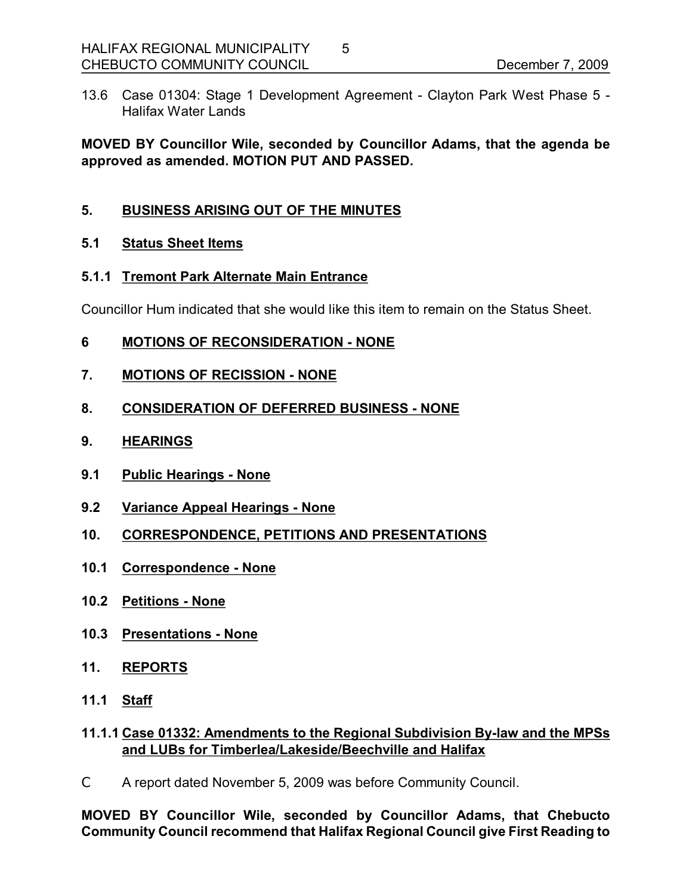13.6 Case 01304: Stage 1 Development Agreement - Clayton Park West Phase 5 - Halifax Water Lands

**MOVED BY Councillor Wile, seconded by Councillor Adams, that the agenda be approved as amended. MOTION PUT AND PASSED.**

## 5. BUSINESS ARISING OUT OF THE MINUTES

### 5.1 Status Sheet Items

### 5.1.1 Tremont Park Alternate Main Entrance

Councillor Hum indicated that she would like this item to remain on the Status Sheet.

## 6 MOTIONS OF RECONSIDERATION - NONE

## 7. MOTIONS OF RECISSION - NONE

## 8. CONSIDERATION OF DEFERRED BUSINESS - NONE

## 9. HEARINGS

### 9.1 Public Hearings - None

### 9.2 Variance Appeal Hearings - None

## 10. CORRESPONDENCE, PETITIONS AND PRESENTATIONS

### 10.1 Correspondence - None

### 10.2 Petitions - None

### 10.3 Presentations - None

## 11. REPORTS

### 11.1 Staff

### 11.1.1 Case 01332: Amendments to the Regional Subdivision By-law and the MPSs and LUBs for Timberlea/Lakeside/Beechville and Halifax

- A report dated November 5, 2009 was before Community Council.

**MOVED BY Councillor Wile, seconded by Councillor Adams, that Chebucto Community Council recommend that Halifax Regional Council give First Reading to**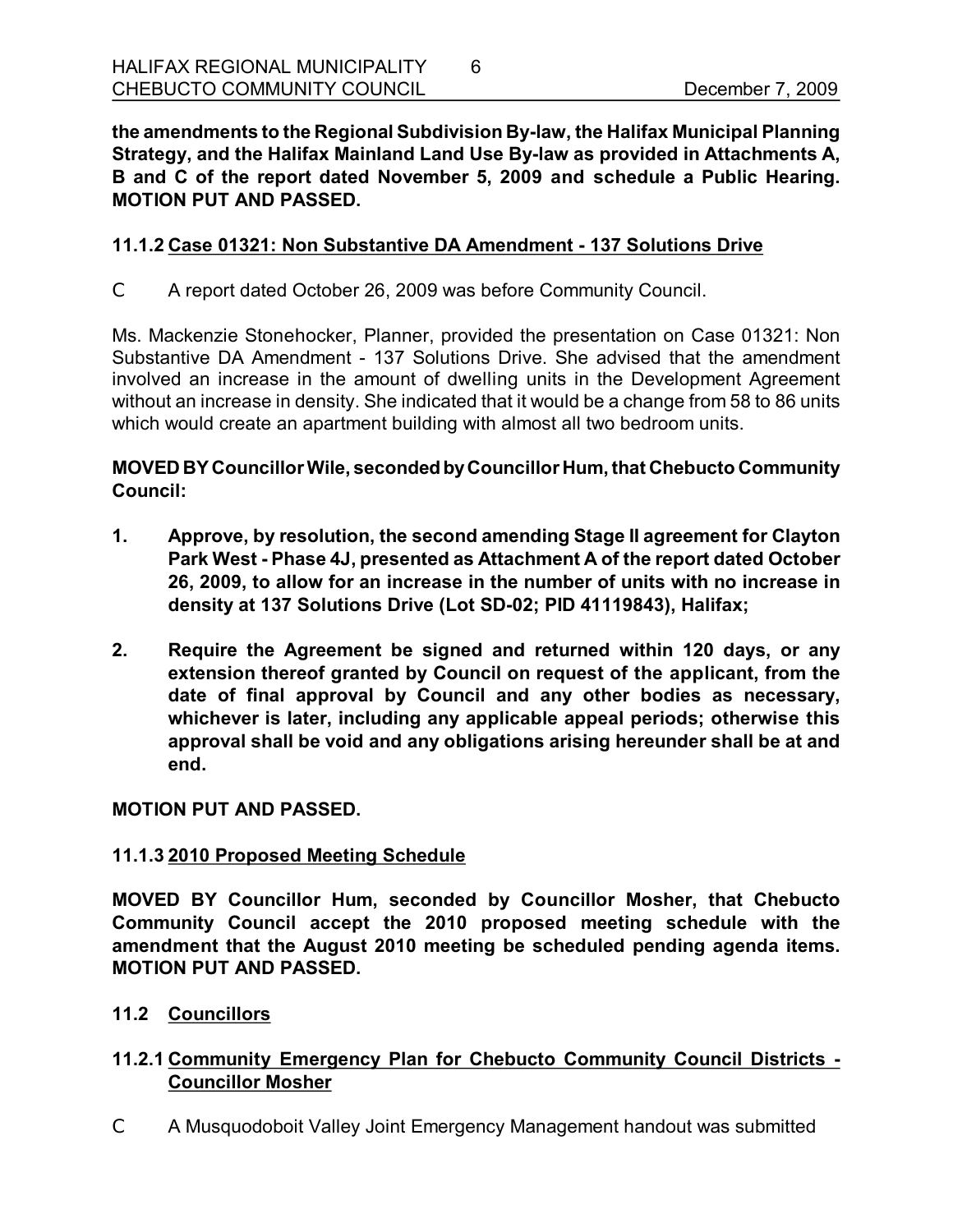**the amendments to the Regional Subdivision By-law, the Halifax Municipal Planning Strategy, and the Halifax Mainland Land Use By-law as provided in Attachments A, B and C of the report dated November 5, 2009 and schedule a Public Hearing. MOTION PUT AND PASSED.**

### 11.1.2 Case 01321: Non Substantive DA Amendment - 137 Solutions Drive

C A report dated October 26, 2009 was before Community Council.

Ms. Mackenzie Stonehocker, Planner, provided the presentation on Case 01321: Non Substantive DA Amendment - 137 Solutions Drive. She advised that the amendment involved an increase in the amount of dwelling units in the Development Agreement without an increase in density. She indicated that it would be a change from 58 to 86 units which would create an apartment building with almost all two bedroom units.

**MOVED BY Councillor Wile, seconded by Councillor Hum, that Chebucto Community Council:**

1. **Approve, by resolution, the second amending Stage II agreement for Clayton Park West - Phase 4J, presented as Attachment A of the report dated October 26, 2009, to allow for an increase in the number of units with no increase in density at 137 Solutions Drive (Lot SD-02; PID 41119843), Halifax;**
2. **Require the Agreement be signed and returned within 120 days, or any extension thereof granted by Council on request of the applicant, from the date of final approval by Council and any other bodies as necessary, whichever is later, including any applicable appeal periods; otherwise this approval shall be void and any obligations arising hereunder shall be at and end.**

**MOTION PUT AND PASSED.**

### 11.1.3 2010 Proposed Meeting Schedule

**MOVED BY Councillor Hum, seconded by Councillor Mosher, that Chebucto Community Council accept the 2010 proposed meeting schedule with the amendment that the August 2010 meeting be scheduled pending agenda items. MOTION PUT AND PASSED.**

## 11.2 Councillors

### 11.2.1 Community Emergency Plan for Chebucto Community Council Districts - Councillor Mosher

C A Musquodoboit Valley Joint Emergency Management handout was submitted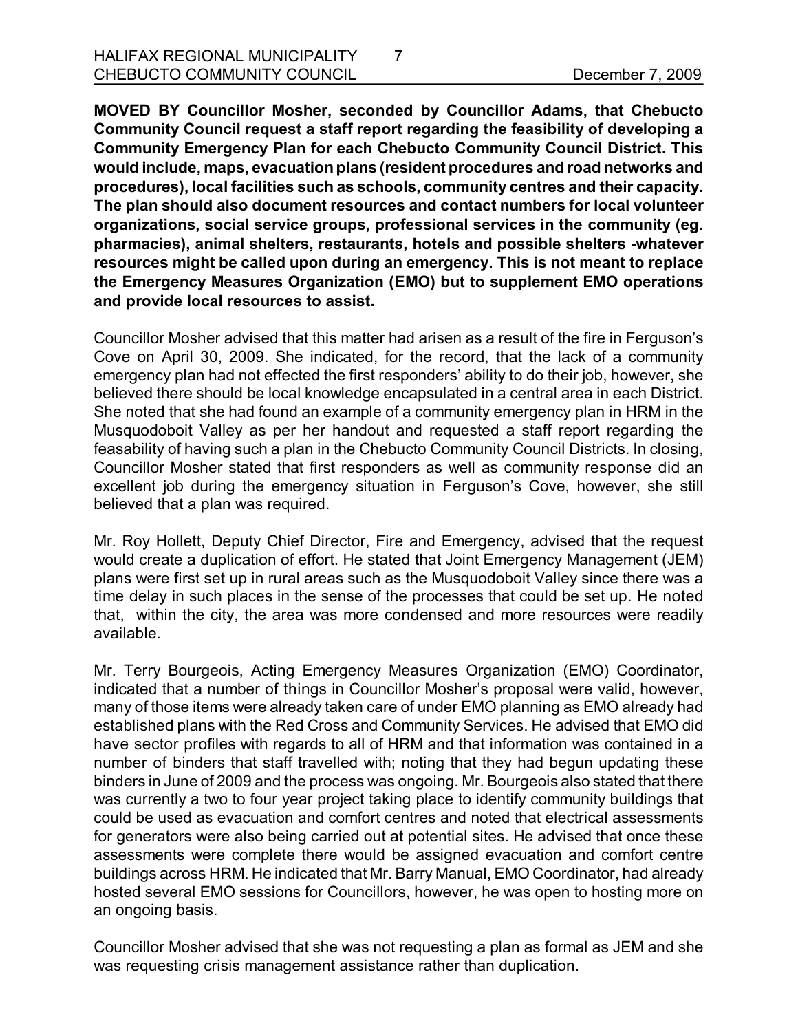**MOVED BY Councillor Mosher, seconded by Councillor Adams, that Chebucto Community Council request a staff report regarding the feasibility of developing a Community Emergency Plan for each Chebucto Community Council District. This would include, maps, evacuation plans (resident procedures and road networks and procedures), local facilities such as schools, community centres and their capacity. The plan should also document resources and contact numbers for local volunteer organizations, social service groups, professional services in the community (eg. pharmacies), animal shelters, restaurants, hotels and possible shelters -whatever resources might be called upon during an emergency. This is not meant to replace the Emergency Measures Organization (EMO) but to supplement EMO operations and provide local resources to assist.**

Councillor Mosher advised that this matter had arisen as a result of the fire in Ferguson's Cove on April 30, 2009. She indicated, for the record, that the lack of a community emergency plan had not effected the first responders' ability to do their job, however, she believed there should be local knowledge encapsulated in a central area in each District. She noted that she had found an example of a community emergency plan in HRM in the Musquodoboit Valley as per her handout and requested a staff report regarding the feasability of having such a plan in the Chebucto Community Council Districts. In closing, Councillor Mosher stated that first responders as well as community response did an excellent job during the emergency situation in Ferguson's Cove, however, she still believed that a plan was required.

Mr. Roy Hollett, Deputy Chief Director, Fire and Emergency, advised that the request would create a duplication of effort. He stated that Joint Emergency Management (JEM) plans were first set up in rural areas such as the Musquodoboit Valley since there was a time delay in such places in the sense of the processes that could be set up. He noted that, within the city, the area was more condensed and more resources were readily available.

Mr. Terry Bourgeois, Acting Emergency Measures Organization (EMO) Coordinator, indicated that a number of things in Councillor Mosher's proposal were valid, however, many of those items were already taken care of under EMO planning as EMO already had established plans with the Red Cross and Community Services. He advised that EMO did have sector profiles with regards to all of HRM and that information was contained in a number of binders that staff travelled with; noting that they had begun updating these binders in June of 2009 and the process was ongoing. Mr. Bourgeois also stated that there was currently a two to four year project taking place to identify community buildings that could be used as evacuation and comfort centres and noted that electrical assessments for generators were also being carried out at potential sites. He advised that once these assessments were complete there would be assigned evacuation and comfort centre buildings across HRM. He indicated that Mr. Barry Manual, EMO Coordinator, had already hosted several EMO sessions for Councillors, however, he was open to hosting more on an ongoing basis.

Councillor Mosher advised that she was not requesting a plan as formal as JEM and she was requesting crisis management assistance rather than duplication.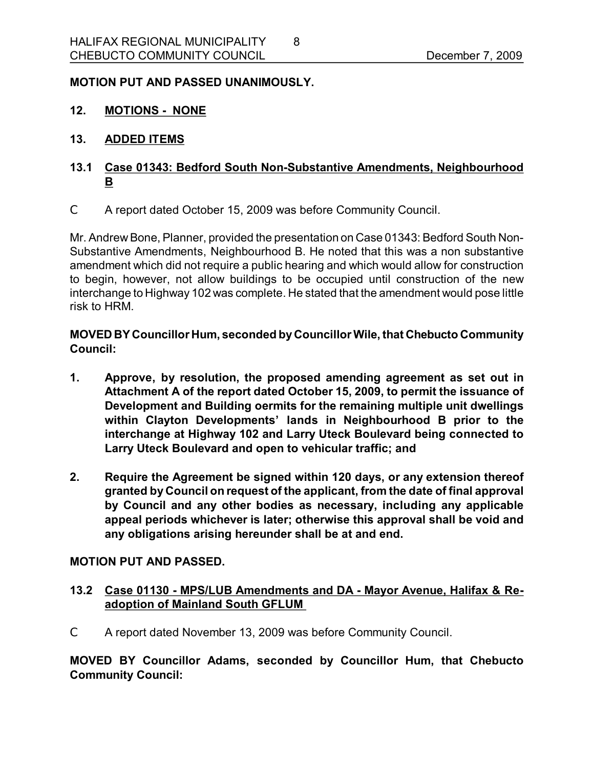**MOTION PUT AND PASSED UNANIMOUSLY.**

## 12. MOTIONS - NONE

## 13. ADDED ITEMS

### 13.1 Case 01343: Bedford South Non-Substantive Amendments, Neighbourhood B

C A report dated October 15, 2009 was before Community Council.

Mr. Andrew Bone, Planner, provided the presentation on Case 01343: Bedford South Non-Substantive Amendments, Neighbourhood B. He noted that this was a non substantive amendment which did not require a public hearing and which would allow for construction to begin, however, not allow buildings to be occupied until construction of the new interchange to Highway 102 was complete. He stated that the amendment would pose little risk to HRM.

**MOVED BY Councillor Hum, seconded by Councillor Wile, that Chebucto Community Council:**

1. **Approve, by resolution, the proposed amending agreement as set out in Attachment A of the report dated October 15, 2009, to permit the issuance of Development and Building oermits for the remaining multiple unit dwellings within Clayton Developments' lands in Neighbourhood B prior to the interchange at Highway 102 and Larry Uteck Boulevard being connected to Larry Uteck Boulevard and open to vehicular traffic; and**

2. **Require the Agreement be signed within 120 days, or any extension thereof granted by Council on request of the applicant, from the date of final approval by Council and any other bodies as necessary, including any applicable appeal periods whichever is later; otherwise this approval shall be void and any obligations arising hereunder shall be at and end.**

**MOTION PUT AND PASSED.**

### 13.2 Case 01130 - MPS/LUB Amendments and DA - Mayor Avenue, Halifax & Re-adoption of Mainland South GFLUM

C A report dated November 13, 2009 was before Community Council.

**MOVED BY Councillor Adams, seconded by Councillor Hum, that Chebucto Community Council:**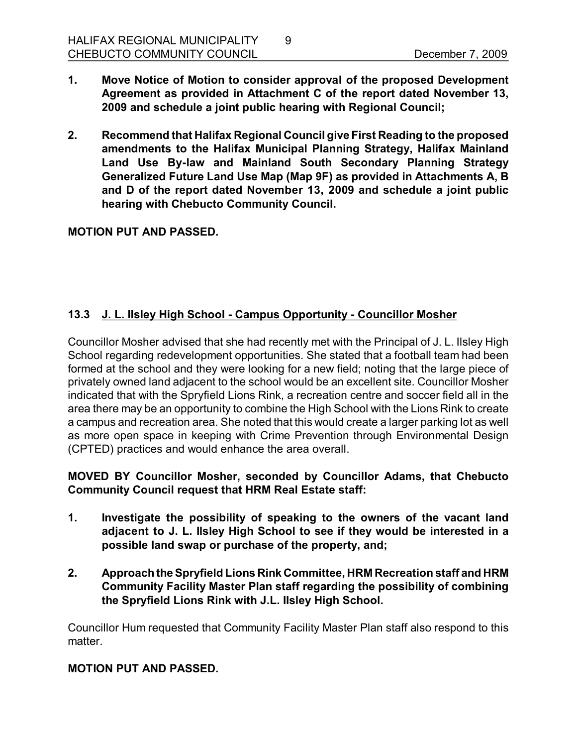**1. Move Notice of Motion to consider approval of the proposed Development Agreement as provided in Attachment C of the report dated November 13, 2009 and schedule a joint public hearing with Regional Council;**

**2. Recommend that Halifax Regional Council give First Reading to the proposed amendments to the Halifax Municipal Planning Strategy, Halifax Mainland Land Use By-law and Mainland South Secondary Planning Strategy Generalized Future Land Use Map (Map 9F) as provided in Attachments A, B and D of the report dated November 13, 2009 and schedule a joint public hearing with Chebucto Community Council.**

**MOTION PUT AND PASSED.**

### 13.3 J. L. Ilsley High School - Campus Opportunity - Councillor Mosher

Councillor Mosher advised that she had recently met with the Principal of J. L. Ilsley High School regarding redevelopment opportunities. She stated that a football team had been formed at the school and they were looking for a new field; noting that the large piece of privately owned land adjacent to the school would be an excellent site. Councillor Mosher indicated that with the Spryfield Lions Rink, a recreation centre and soccer field all in the area there may be an opportunity to combine the High School with the Lions Rink to create a campus and recreation area. She noted that this would create a larger parking lot as well as more open space in keeping with Crime Prevention through Environmental Design (CPTED) practices and would enhance the area overall.

**MOVED BY Councillor Mosher, seconded by Councillor Adams, that Chebucto Community Council request that HRM Real Estate staff:**

**1. Investigate the possibility of speaking to the owners of the vacant land adjacent to J. L. Ilsley High School to see if they would be interested in a possible land swap or purchase of the property, and;**

**2. Approach the Spryfield Lions Rink Committee, HRM Recreation staff and HRM Community Facility Master Plan staff regarding the possibility of combining the Spryfield Lions Rink with J.L. Ilsley High School.**

Councillor Hum requested that Community Facility Master Plan staff also respond to this matter.

**MOTION PUT AND PASSED.**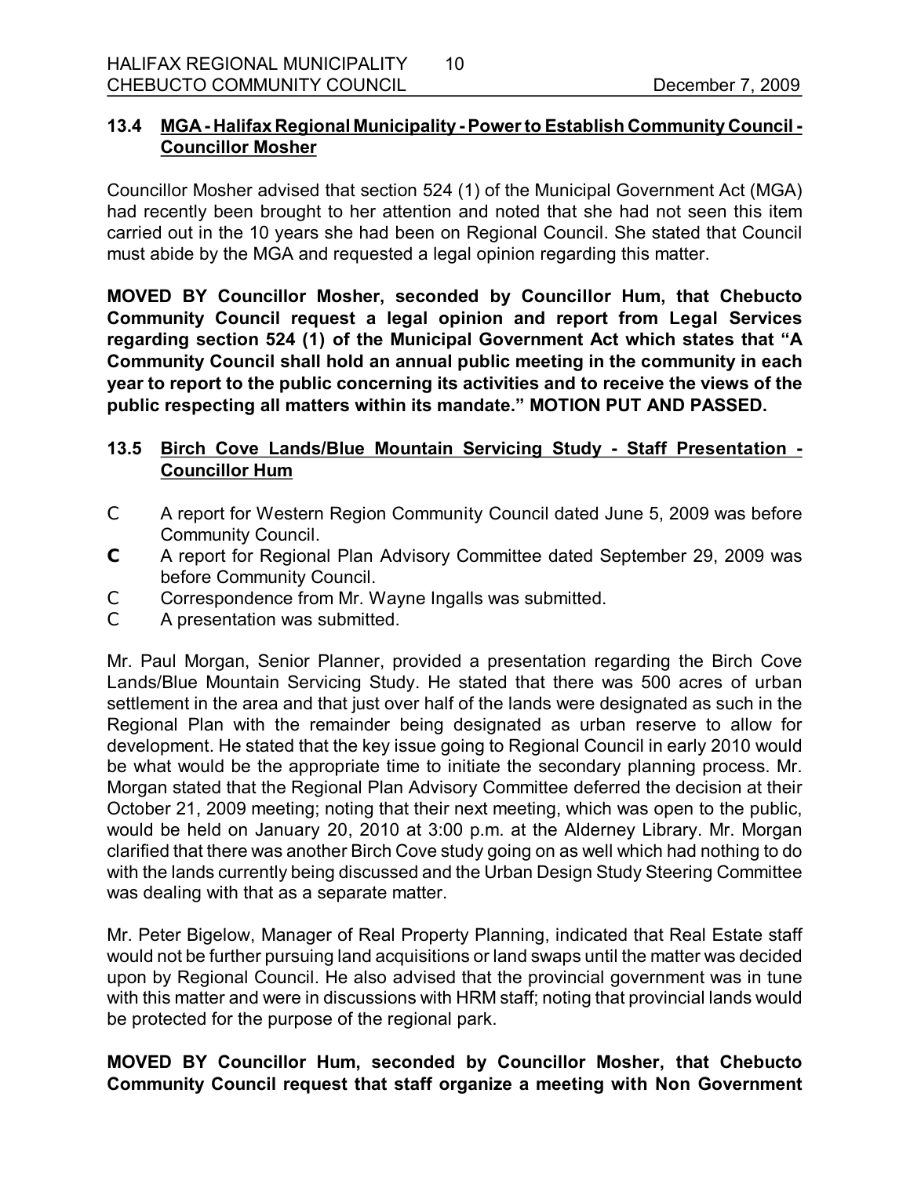### 13.4 MGA - Halifax Regional Municipality - Power to Establish Community Council - Councillor Mosher

Councillor Mosher advised that section 524 (1) of the Municipal Government Act (MGA) had recently been brought to her attention and noted that she had not seen this item carried out in the 10 years she had been on Regional Council. She stated that Council must abide by the MGA and requested a legal opinion regarding this matter.

**MOVED BY Councillor Mosher, seconded by Councillor Hum, that Chebucto Community Council request a legal opinion and report from Legal Services regarding section 524 (1) of the Municipal Government Act which states that "A Community Council shall hold an annual public meeting in the community in each year to report to the public concerning its activities and to receive the views of the public respecting all matters within its mandate." MOTION PUT AND PASSED.**

### 13.5 Birch Cove Lands/Blue Mountain Servicing Study - Staff Presentation - Councillor Hum

- A report for Western Region Community Council dated June 5, 2009 was before Community Council.
- A report for Regional Plan Advisory Committee dated September 29, 2009 was before Community Council.
- Correspondence from Mr. Wayne Ingalls was submitted.
- A presentation was submitted.

Mr. Paul Morgan, Senior Planner, provided a presentation regarding the Birch Cove Lands/Blue Mountain Servicing Study. He stated that there was 500 acres of urban settlement in the area and that just over half of the lands were designated as such in the Regional Plan with the remainder being designated as urban reserve to allow for development. He stated that the key issue going to Regional Council in early 2010 would be what would be the appropriate time to initiate the secondary planning process. Mr. Morgan stated that the Regional Plan Advisory Committee deferred the decision at their October 21, 2009 meeting; noting that their next meeting, which was open to the public, would be held on January 20, 2010 at 3:00 p.m. at the Alderney Library. Mr. Morgan clarified that there was another Birch Cove study going on as well which had nothing to do with the lands currently being discussed and the Urban Design Study Steering Committee was dealing with that as a separate matter.

Mr. Peter Bigelow, Manager of Real Property Planning, indicated that Real Estate staff would not be further pursuing land acquisitions or land swaps until the matter was decided upon by Regional Council. He also advised that the provincial government was in tune with this matter and were in discussions with HRM staff; noting that provincial lands would be protected for the purpose of the regional park.

**MOVED BY Councillor Hum, seconded by Councillor Mosher, that Chebucto Community Council request that staff organize a meeting with Non Government**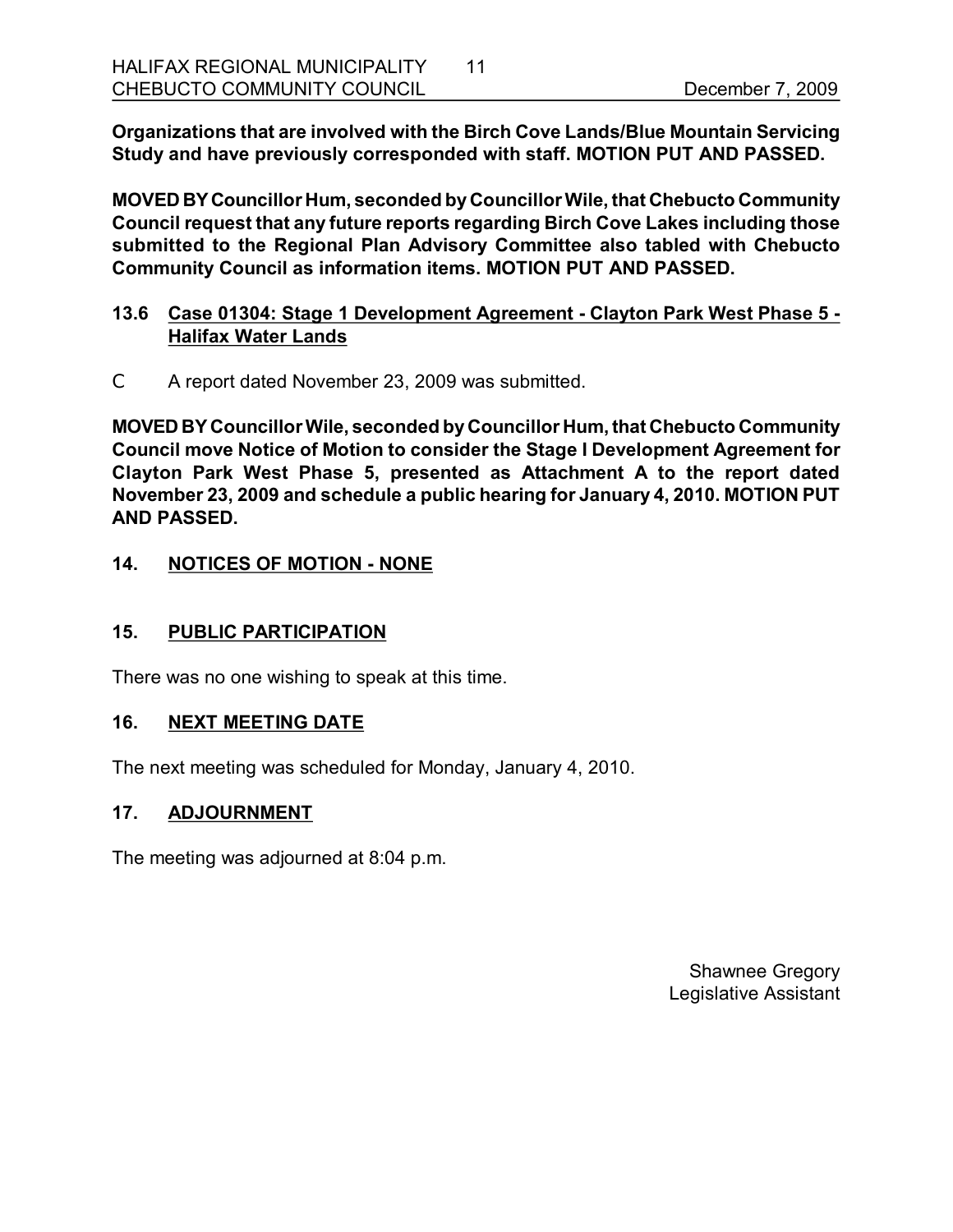**Organizations that are involved with the Birch Cove Lands/Blue Mountain Servicing Study and have previously corresponded with staff. MOTION PUT AND PASSED.**

**MOVED BY Councillor Hum, seconded by Councillor Wile, that Chebucto Community Council request that any future reports regarding Birch Cove Lakes including those submitted to the Regional Plan Advisory Committee also tabled with Chebucto Community Council as information items. MOTION PUT AND PASSED.**

### 13.6 Case 01304: Stage 1 Development Agreement - Clayton Park West Phase 5 - Halifax Water Lands

- A report dated November 23, 2009 was submitted.

**MOVED BY Councillor Wile, seconded by Councillor Hum, that Chebucto Community Council move Notice of Motion to consider the Stage I Development Agreement for Clayton Park West Phase 5, presented as Attachment A to the report dated November 23, 2009 and schedule a public hearing for January 4, 2010. MOTION PUT AND PASSED.**

## 14. NOTICES OF MOTION - NONE

## 15. PUBLIC PARTICIPATION

There was no one wishing to speak at this time.

## 16. NEXT MEETING DATE

The next meeting was scheduled for Monday, January 4, 2010.

## 17. ADJOURNMENT

The meeting was adjourned at 8:04 p.m.

Shawnee Gregory
Legislative Assistant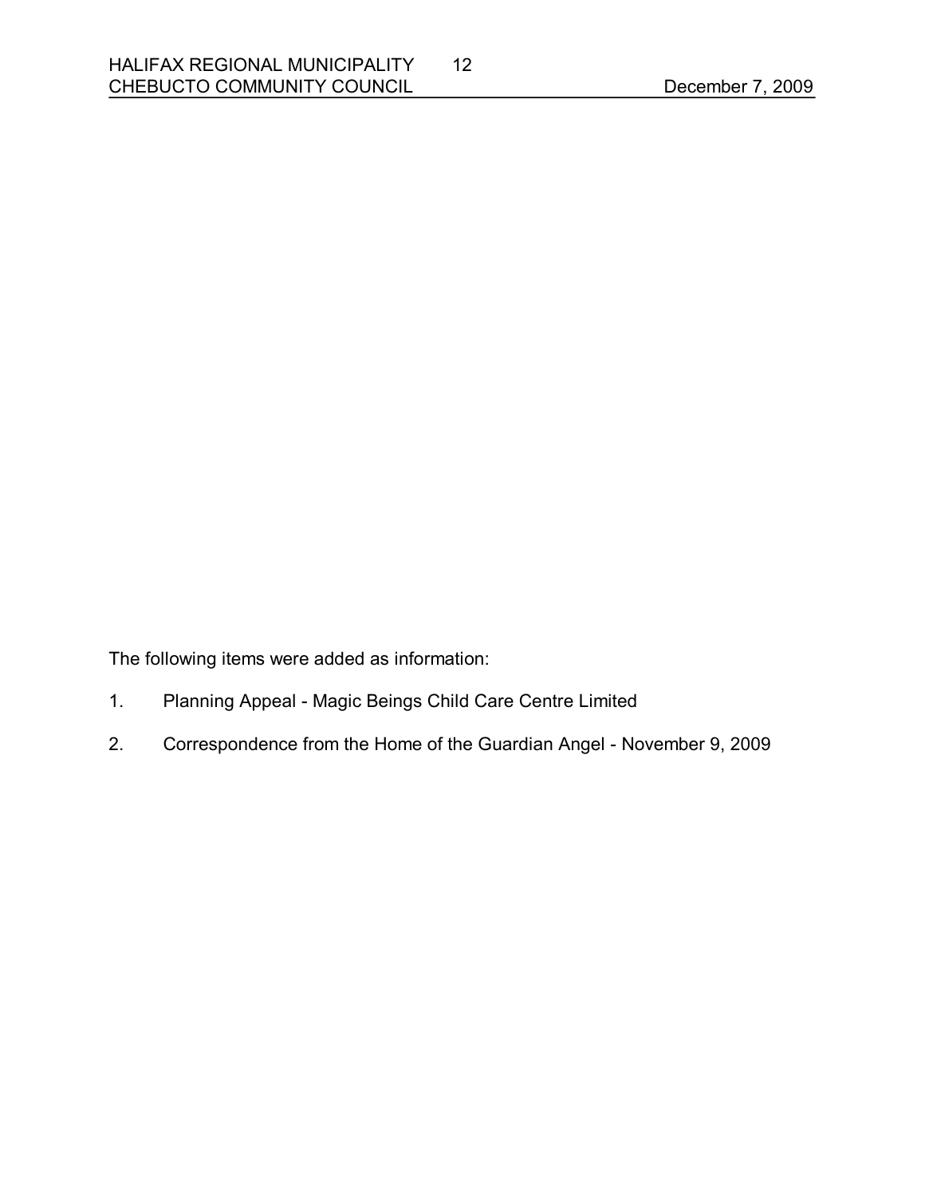The following items were added as information:

1. Planning Appeal - Magic Beings Child Care Centre Limited
2. Correspondence from the Home of the Guardian Angel - November 9, 2009